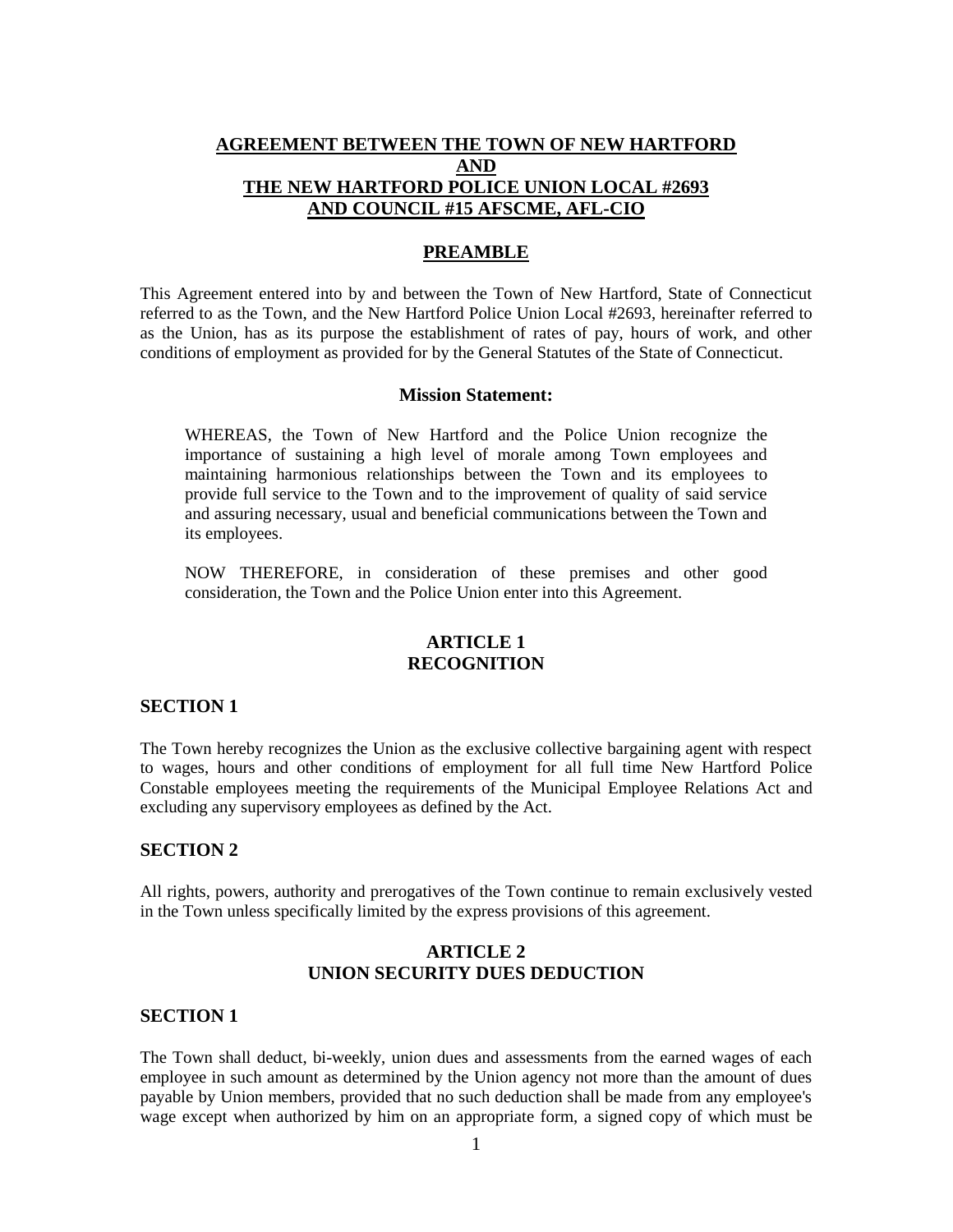# AGREEMENT BETWEEN THE TOWN OF NEW HARTFORD AND THE NEW HARTFORD POLICE UNION LOCAL #2693 AND COUNCIL #15 AFSCME, AFL-CIO

## PREAMBLE

This Agreement entered into by and between the Town of New Hartford, State of Connecticut referred to as the Town, and the New Hartford Police Union Local #2693, hereinafter referred to as the Union, has as its purpose the establishment of rates of pay, hours of work, and other conditions of employment as provided for by the General Statutes of the State of Connecticut.

### Mission Statement:

WHEREAS, the Town of New Hartford and the Police Union recognize the importance of sustaining a high level of morale among Town employees and maintaining harmonious relationships between the Town and its employees to provide full service to the Town and to the improvement of quality of said service and assuring necessary, usual and beneficial communications between the Town and its employees.

NOW THEREFORE, in consideration of these premises and other good consideration, the Town and the Police Union enter into this Agreement.

## ARTICLE 1
## RECOGNITION

### SECTION 1

The Town hereby recognizes the Union as the exclusive collective bargaining agent with respect to wages, hours and other conditions of employment for all full time New Hartford Police Constable employees meeting the requirements of the Municipal Employee Relations Act and excluding any supervisory employees as defined by the Act.

### SECTION 2

All rights, powers, authority and prerogatives of the Town continue to remain exclusively vested in the Town unless specifically limited by the express provisions of this agreement.

## ARTICLE 2
## UNION SECURITY DUES DEDUCTION

### SECTION 1

The Town shall deduct, bi-weekly, union dues and assessments from the earned wages of each employee in such amount as determined by the Union agency not more than the amount of dues payable by Union members, provided that no such deduction shall be made from any employee's wage except when authorized by him on an appropriate form, a signed copy of which must be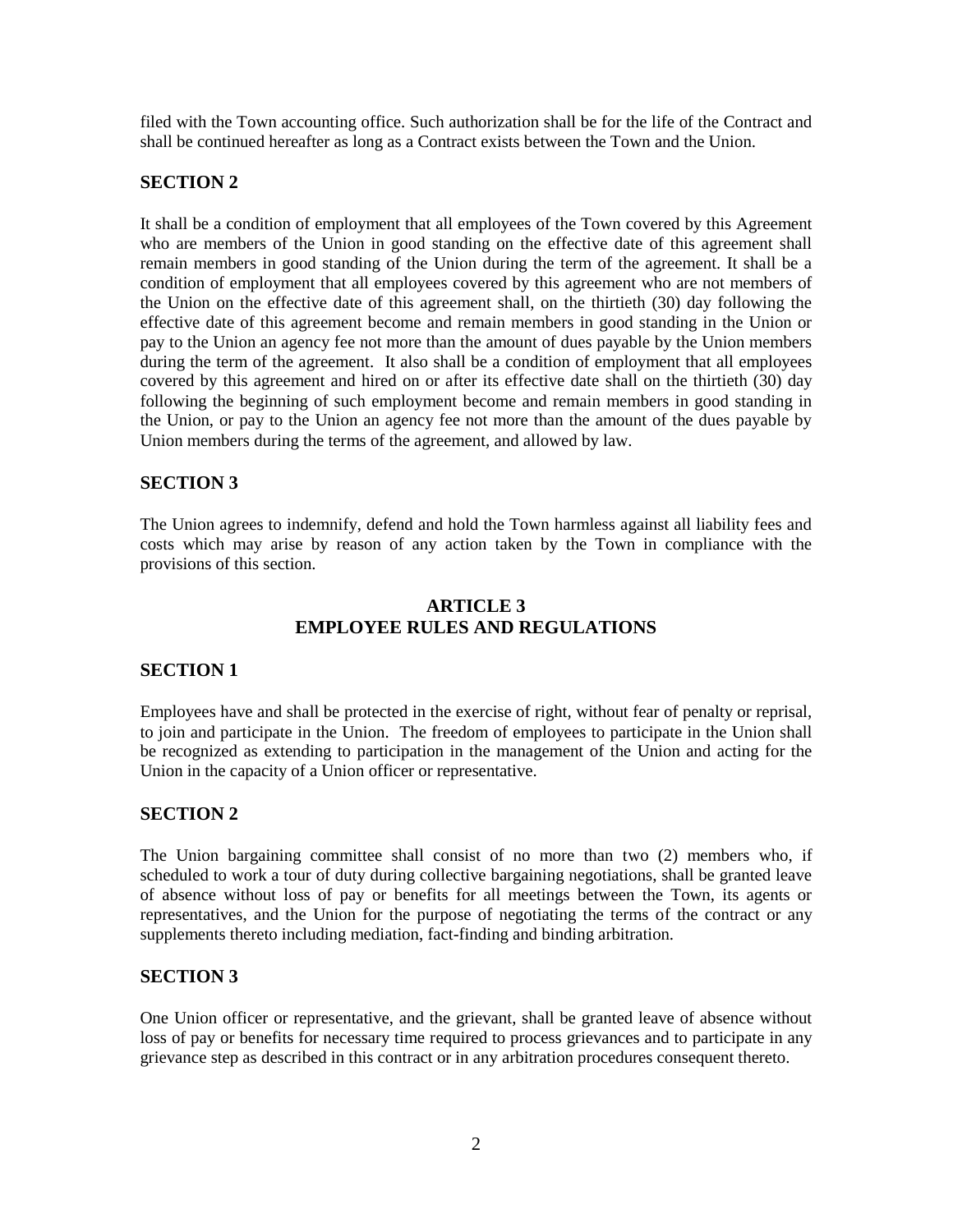filed with the Town accounting office. Such authorization shall be for the life of the Contract and shall be continued hereafter as long as a Contract exists between the Town and the Union.

### SECTION 2

It shall be a condition of employment that all employees of the Town covered by this Agreement who are members of the Union in good standing on the effective date of this agreement shall remain members in good standing of the Union during the term of the agreement. It shall be a condition of employment that all employees covered by this agreement who are not members of the Union on the effective date of this agreement shall, on the thirtieth (30) day following the effective date of this agreement become and remain members in good standing in the Union or pay to the Union an agency fee not more than the amount of dues payable by the Union members during the term of the agreement. It also shall be a condition of employment that all employees covered by this agreement and hired on or after its effective date shall on the thirtieth (30) day following the beginning of such employment become and remain members in good standing in the Union, or pay to the Union an agency fee not more than the amount of the dues payable by Union members during the terms of the agreement, and allowed by law.

### SECTION 3

The Union agrees to indemnify, defend and hold the Town harmless against all liability fees and costs which may arise by reason of any action taken by the Town in compliance with the provisions of this section.

## ARTICLE 3
## EMPLOYEE RULES AND REGULATIONS

### SECTION 1

Employees have and shall be protected in the exercise of right, without fear of penalty or reprisal, to join and participate in the Union. The freedom of employees to participate in the Union shall be recognized as extending to participation in the management of the Union and acting for the Union in the capacity of a Union officer or representative.

### SECTION 2

The Union bargaining committee shall consist of no more than two (2) members who, if scheduled to work a tour of duty during collective bargaining negotiations, shall be granted leave of absence without loss of pay or benefits for all meetings between the Town, its agents or representatives, and the Union for the purpose of negotiating the terms of the contract or any supplements thereto including mediation, fact-finding and binding arbitration.

### SECTION 3

One Union officer or representative, and the grievant, shall be granted leave of absence without loss of pay or benefits for necessary time required to process grievances and to participate in any grievance step as described in this contract or in any arbitration procedures consequent thereto.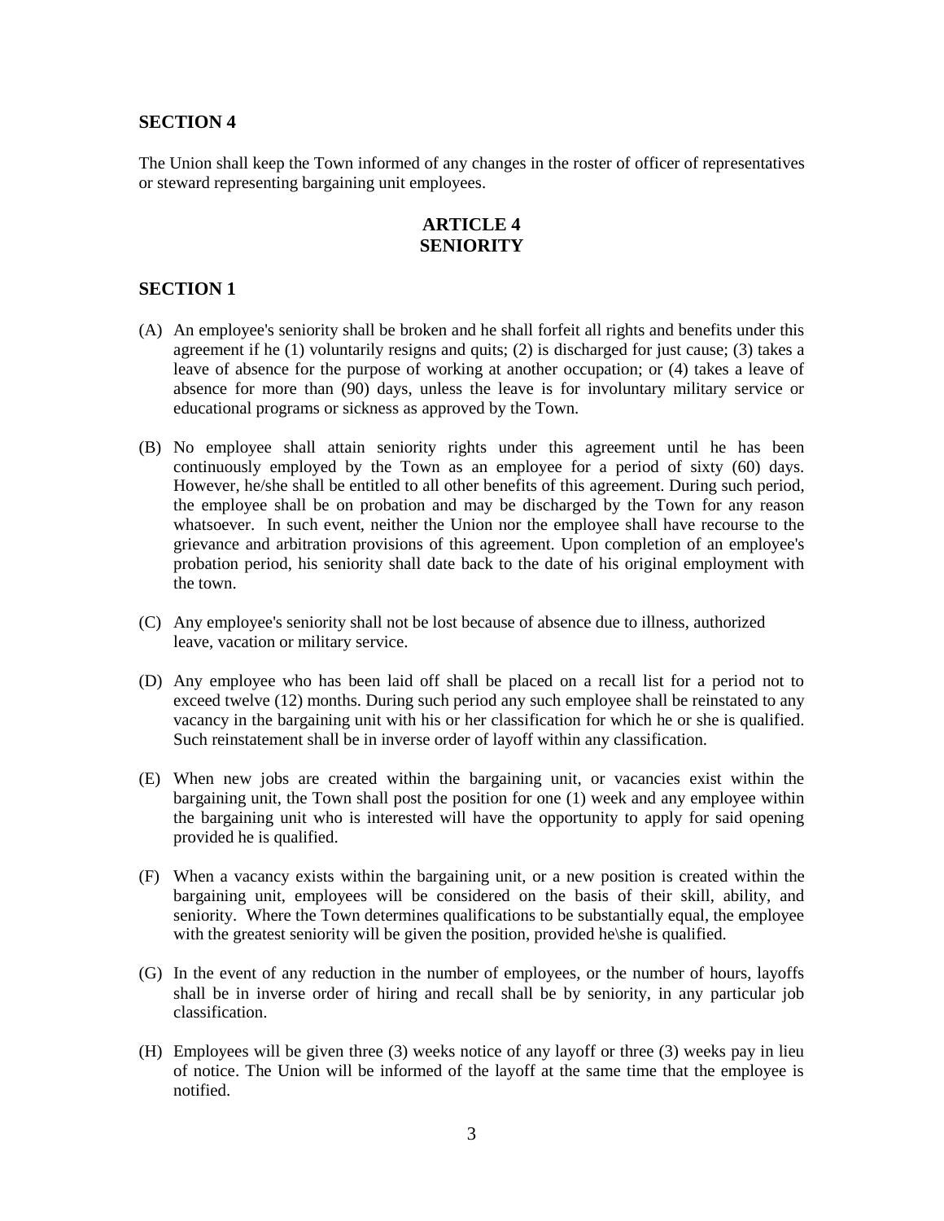## SECTION 4

The Union shall keep the Town informed of any changes in the roster of officer of representatives or steward representing bargaining unit employees.

# ARTICLE 4
# SENIORITY

## SECTION 1

(A) An employee's seniority shall be broken and he shall forfeit all rights and benefits under this agreement if he (1) voluntarily resigns and quits; (2) is discharged for just cause; (3) takes a leave of absence for the purpose of working at another occupation; or (4) takes a leave of absence for more than (90) days, unless the leave is for involuntary military service or educational programs or sickness as approved by the Town.

(B) No employee shall attain seniority rights under this agreement until he has been continuously employed by the Town as an employee for a period of sixty (60) days. However, he/she shall be entitled to all other benefits of this agreement. During such period, the employee shall be on probation and may be discharged by the Town for any reason whatsoever. In such event, neither the Union nor the employee shall have recourse to the grievance and arbitration provisions of this agreement. Upon completion of an employee's probation period, his seniority shall date back to the date of his original employment with the town.

(C) Any employee's seniority shall not be lost because of absence due to illness, authorized leave, vacation or military service.

(D) Any employee who has been laid off shall be placed on a recall list for a period not to exceed twelve (12) months. During such period any such employee shall be reinstated to any vacancy in the bargaining unit with his or her classification for which he or she is qualified. Such reinstatement shall be in inverse order of layoff within any classification.

(E) When new jobs are created within the bargaining unit, or vacancies exist within the bargaining unit, the Town shall post the position for one (1) week and any employee within the bargaining unit who is interested will have the opportunity to apply for said opening provided he is qualified.

(F) When a vacancy exists within the bargaining unit, or a new position is created within the bargaining unit, employees will be considered on the basis of their skill, ability, and seniority. Where the Town determines qualifications to be substantially equal, the employee with the greatest seniority will be given the position, provided he\she is qualified.

(G) In the event of any reduction in the number of employees, or the number of hours, layoffs shall be in inverse order of hiring and recall shall be by seniority, in any particular job classification.

(H) Employees will be given three (3) weeks notice of any layoff or three (3) weeks pay in lieu of notice. The Union will be informed of the layoff at the same time that the employee is notified.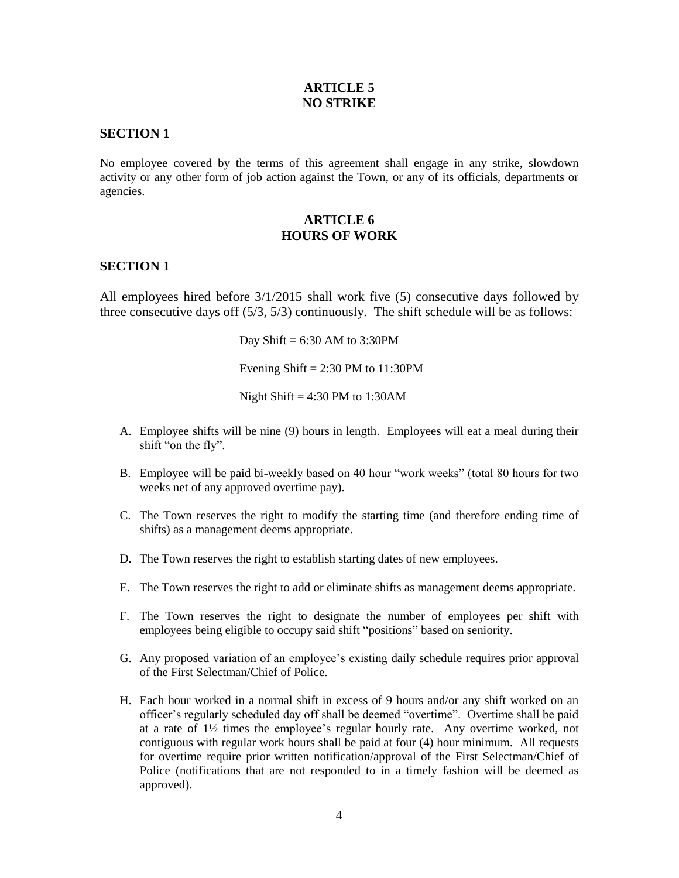## ARTICLE 5
## NO STRIKE

### SECTION 1

No employee covered by the terms of this agreement shall engage in any strike, slowdown activity or any other form of job action against the Town, or any of its officials, departments or agencies.

## ARTICLE 6
## HOURS OF WORK

### SECTION 1

All employees hired before 3/1/2015 shall work five (5) consecutive days followed by three consecutive days off (5/3, 5/3) continuously. The shift schedule will be as follows:

Day Shift = 6:30 AM to 3:30PM

Evening Shift = 2:30 PM to 11:30PM

Night Shift = 4:30 PM to 1:30AM

A. Employee shifts will be nine (9) hours in length. Employees will eat a meal during their shift "on the fly".

B. Employee will be paid bi-weekly based on 40 hour "work weeks" (total 80 hours for two weeks net of any approved overtime pay).

C. The Town reserves the right to modify the starting time (and therefore ending time of shifts) as a management deems appropriate.

D. The Town reserves the right to establish starting dates of new employees.

E. The Town reserves the right to add or eliminate shifts as management deems appropriate.

F. The Town reserves the right to designate the number of employees per shift with employees being eligible to occupy said shift "positions" based on seniority.

G. Any proposed variation of an employee's existing daily schedule requires prior approval of the First Selectman/Chief of Police.

H. Each hour worked in a normal shift in excess of 9 hours and/or any shift worked on an officer's regularly scheduled day off shall be deemed "overtime". Overtime shall be paid at a rate of 1½ times the employee's regular hourly rate. Any overtime worked, not contiguous with regular work hours shall be paid at four (4) hour minimum. All requests for overtime require prior written notification/approval of the First Selectman/Chief of Police (notifications that are not responded to in a timely fashion will be deemed as approved).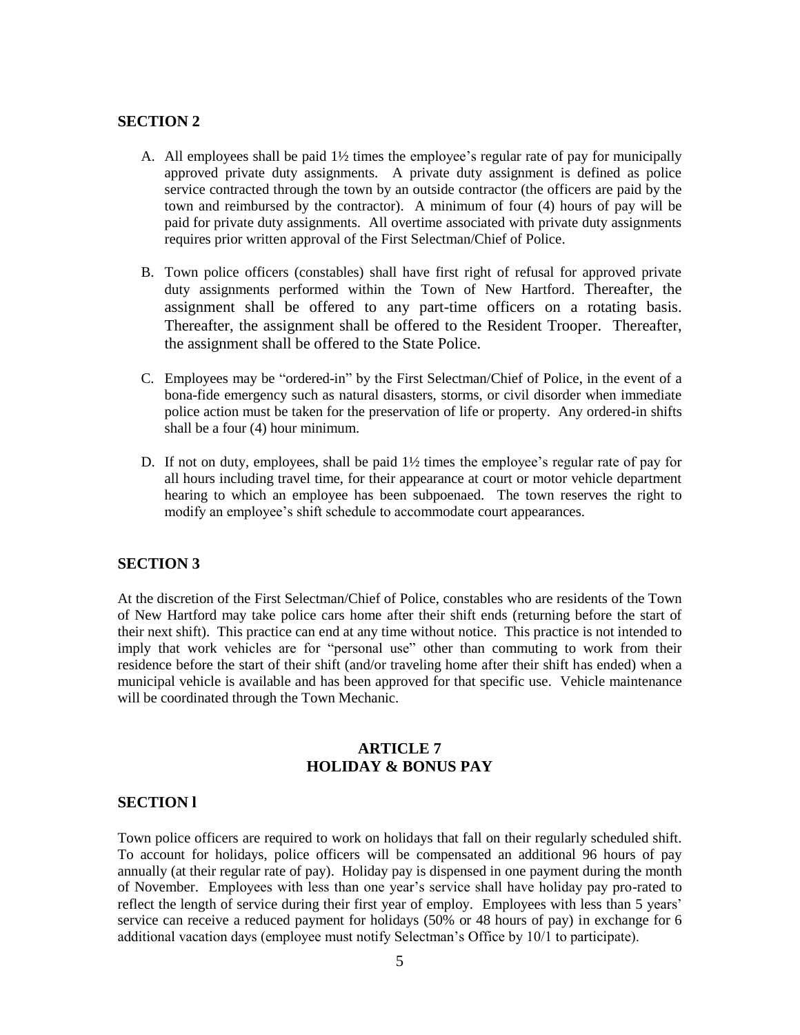## SECTION 2

A. All employees shall be paid 1½ times the employee's regular rate of pay for municipally approved private duty assignments. A private duty assignment is defined as police service contracted through the town by an outside contractor (the officers are paid by the town and reimbursed by the contractor). A minimum of four (4) hours of pay will be paid for private duty assignments. All overtime associated with private duty assignments requires prior written approval of the First Selectman/Chief of Police.

B. Town police officers (constables) shall have first right of refusal for approved private duty assignments performed within the Town of New Hartford. Thereafter, the assignment shall be offered to any part-time officers on a rotating basis. Thereafter, the assignment shall be offered to the Resident Trooper. Thereafter, the assignment shall be offered to the State Police.

C. Employees may be "ordered-in" by the First Selectman/Chief of Police, in the event of a bona-fide emergency such as natural disasters, storms, or civil disorder when immediate police action must be taken for the preservation of life or property. Any ordered-in shifts shall be a four (4) hour minimum.

D. If not on duty, employees, shall be paid 1½ times the employee's regular rate of pay for all hours including travel time, for their appearance at court or motor vehicle department hearing to which an employee has been subpoenaed. The town reserves the right to modify an employee's shift schedule to accommodate court appearances.

## SECTION 3

At the discretion of the First Selectman/Chief of Police, constables who are residents of the Town of New Hartford may take police cars home after their shift ends (returning before the start of their next shift). This practice can end at any time without notice. This practice is not intended to imply that work vehicles are for "personal use" other than commuting to work from their residence before the start of their shift (and/or traveling home after their shift has ended) when a municipal vehicle is available and has been approved for that specific use. Vehicle maintenance will be coordinated through the Town Mechanic.

# ARTICLE 7
# HOLIDAY & BONUS PAY

## SECTION l

Town police officers are required to work on holidays that fall on their regularly scheduled shift. To account for holidays, police officers will be compensated an additional 96 hours of pay annually (at their regular rate of pay). Holiday pay is dispensed in one payment during the month of November. Employees with less than one year's service shall have holiday pay pro-rated to reflect the length of service during their first year of employ. Employees with less than 5 years' service can receive a reduced payment for holidays (50% or 48 hours of pay) in exchange for 6 additional vacation days (employee must notify Selectman's Office by 10/1 to participate).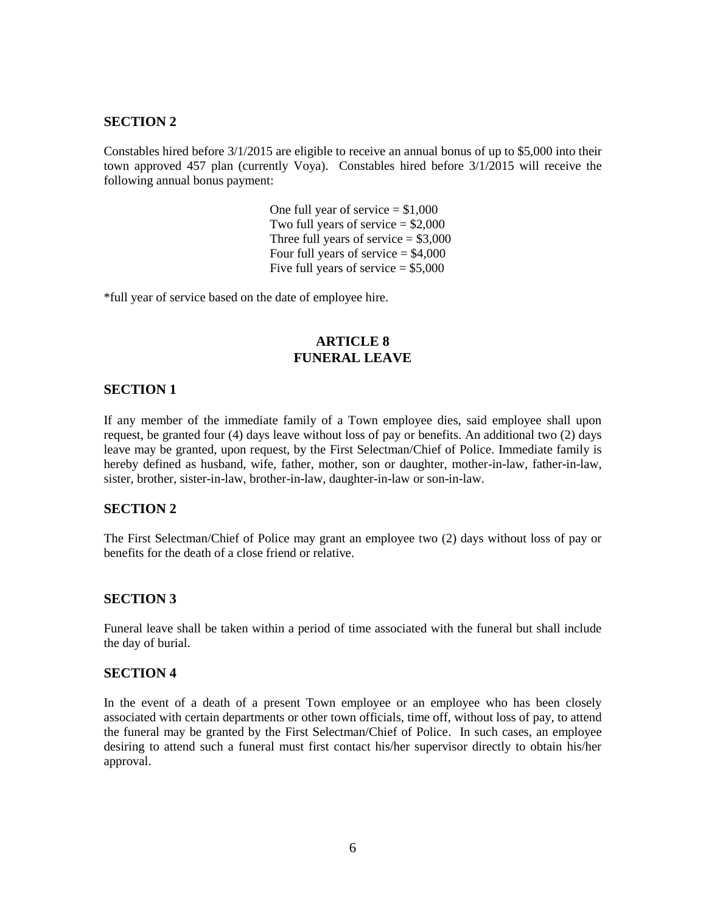**SECTION 2**

Constables hired before 3/1/2015 are eligible to receive an annual bonus of up to $5,000 into their town approved 457 plan (currently Voya). Constables hired before 3/1/2015 will receive the following annual bonus payment:

One full year of service = $1,000
Two full years of service = $2,000
Three full years of service = $3,000
Four full years of service = $4,000
Five full years of service = $5,000

*full year of service based on the date of employee hire.

## ARTICLE 8
## FUNERAL LEAVE

**SECTION 1**

If any member of the immediate family of a Town employee dies, said employee shall upon request, be granted four (4) days leave without loss of pay or benefits. An additional two (2) days leave may be granted, upon request, by the First Selectman/Chief of Police. Immediate family is hereby defined as husband, wife, father, mother, son or daughter, mother-in-law, father-in-law, sister, brother, sister-in-law, brother-in-law, daughter-in-law or son-in-law.

**SECTION 2**

The First Selectman/Chief of Police may grant an employee two (2) days without loss of pay or benefits for the death of a close friend or relative.

**SECTION 3**

Funeral leave shall be taken within a period of time associated with the funeral but shall include the day of burial.

**SECTION 4**

In the event of a death of a present Town employee or an employee who has been closely associated with certain departments or other town officials, time off, without loss of pay, to attend the funeral may be granted by the First Selectman/Chief of Police. In such cases, an employee desiring to attend such a funeral must first contact his/her supervisor directly to obtain his/her approval.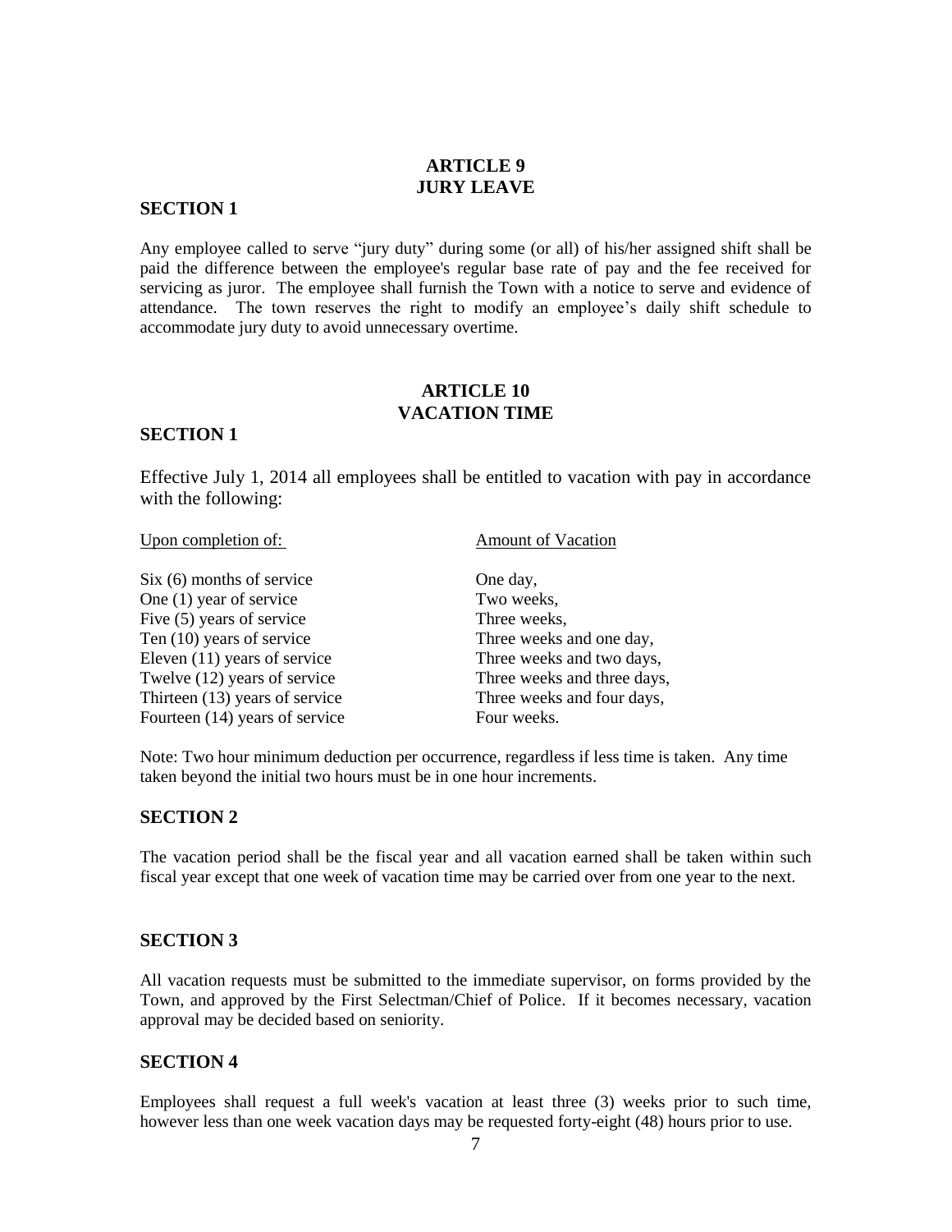## ARTICLE 9
## JURY LEAVE

### SECTION 1

Any employee called to serve "jury duty" during some (or all) of his/her assigned shift shall be paid the difference between the employee's regular base rate of pay and the fee received for servicing as juror. The employee shall furnish the Town with a notice to serve and evidence of attendance. The town reserves the right to modify an employee's daily shift schedule to accommodate jury duty to avoid unnecessary overtime.

## ARTICLE 10
## VACATION TIME

### SECTION 1

Effective July 1, 2014 all employees shall be entitled to vacation with pay in accordance with the following:

| Upon completion of: | Amount of Vacation |
|---|---|
| Six (6) months of service | One day, |
| One (1) year of service | Two weeks, |
| Five (5) years of service | Three weeks, |
| Ten (10) years of service | Three weeks and one day, |
| Eleven (11) years of service | Three weeks and two days, |
| Twelve (12) years of service | Three weeks and three days, |
| Thirteen (13) years of service | Three weeks and four days, |
| Fourteen (14) years of service | Four weeks. |

Note: Two hour minimum deduction per occurrence, regardless if less time is taken. Any time taken beyond the initial two hours must be in one hour increments.

### SECTION 2

The vacation period shall be the fiscal year and all vacation earned shall be taken within such fiscal year except that one week of vacation time may be carried over from one year to the next.

### SECTION 3

All vacation requests must be submitted to the immediate supervisor, on forms provided by the Town, and approved by the First Selectman/Chief of Police. If it becomes necessary, vacation approval may be decided based on seniority.

### SECTION 4

Employees shall request a full week's vacation at least three (3) weeks prior to such time, however less than one week vacation days may be requested forty-eight (48) hours prior to use.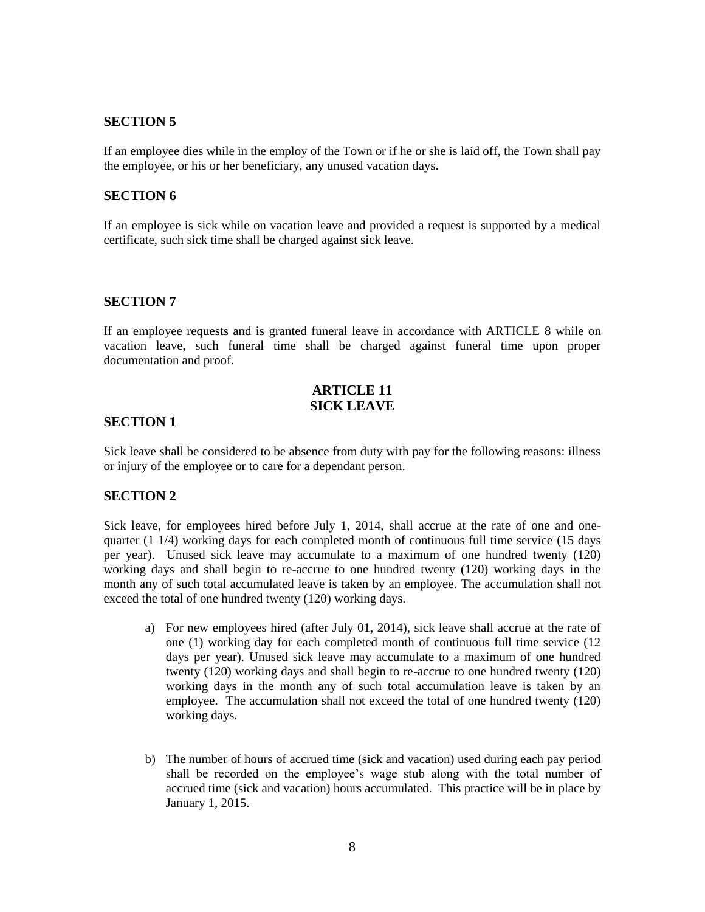## SECTION 5

If an employee dies while in the employ of the Town or if he or she is laid off, the Town shall pay the employee, or his or her beneficiary, any unused vacation days.

## SECTION 6

If an employee is sick while on vacation leave and provided a request is supported by a medical certificate, such sick time shall be charged against sick leave.

## SECTION 7

If an employee requests and is granted funeral leave in accordance with ARTICLE 8 while on vacation leave, such funeral time shall be charged against funeral time upon proper documentation and proof.

# ARTICLE 11
# SICK LEAVE

## SECTION 1

Sick leave shall be considered to be absence from duty with pay for the following reasons: illness or injury of the employee or to care for a dependant person.

## SECTION 2

Sick leave, for employees hired before July 1, 2014, shall accrue at the rate of one and one-quarter (1 1/4) working days for each completed month of continuous full time service (15 days per year). Unused sick leave may accumulate to a maximum of one hundred twenty (120) working days and shall begin to re-accrue to one hundred twenty (120) working days in the month any of such total accumulated leave is taken by an employee. The accumulation shall not exceed the total of one hundred twenty (120) working days.

a) For new employees hired (after July 01, 2014), sick leave shall accrue at the rate of one (1) working day for each completed month of continuous full time service (12 days per year). Unused sick leave may accumulate to a maximum of one hundred twenty (120) working days and shall begin to re-accrue to one hundred twenty (120) working days in the month any of such total accumulation leave is taken by an employee. The accumulation shall not exceed the total of one hundred twenty (120) working days.

b) The number of hours of accrued time (sick and vacation) used during each pay period shall be recorded on the employee's wage stub along with the total number of accrued time (sick and vacation) hours accumulated. This practice will be in place by January 1, 2015.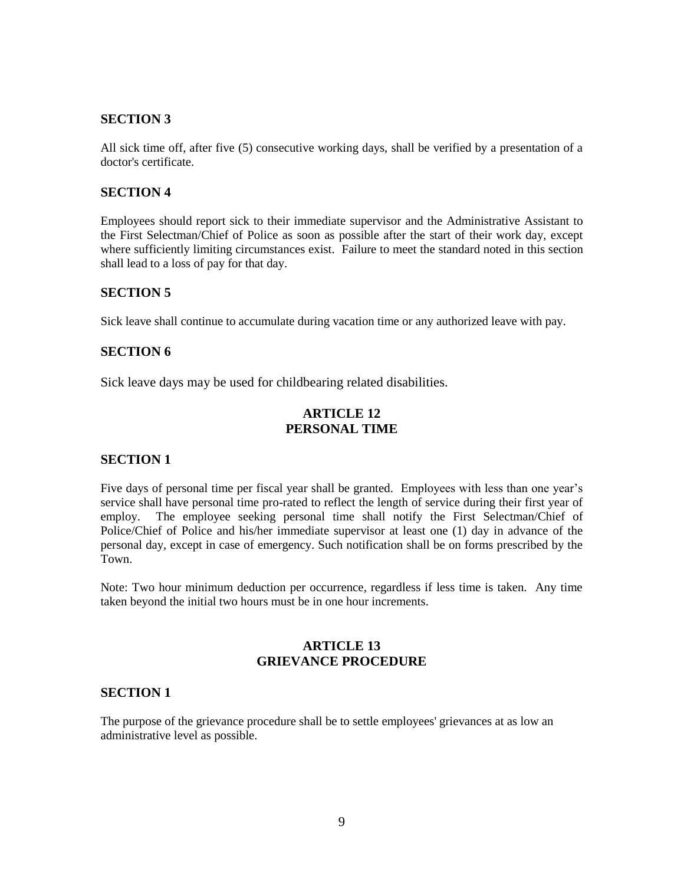### SECTION 3

All sick time off, after five (5) consecutive working days, shall be verified by a presentation of a doctor's certificate.

### SECTION 4

Employees should report sick to their immediate supervisor and the Administrative Assistant to the First Selectman/Chief of Police as soon as possible after the start of their work day, except where sufficiently limiting circumstances exist. Failure to meet the standard noted in this section shall lead to a loss of pay for that day.

### SECTION 5

Sick leave shall continue to accumulate during vacation time or any authorized leave with pay.

### SECTION 6

Sick leave days may be used for childbearing related disabilities.

## ARTICLE 12
## PERSONAL TIME

### SECTION 1

Five days of personal time per fiscal year shall be granted. Employees with less than one year's service shall have personal time pro-rated to reflect the length of service during their first year of employ. The employee seeking personal time shall notify the First Selectman/Chief of Police/Chief of Police and his/her immediate supervisor at least one (1) day in advance of the personal day, except in case of emergency. Such notification shall be on forms prescribed by the Town.

Note: Two hour minimum deduction per occurrence, regardless if less time is taken. Any time taken beyond the initial two hours must be in one hour increments.

## ARTICLE 13
## GRIEVANCE PROCEDURE

### SECTION 1

The purpose of the grievance procedure shall be to settle employees' grievances at as low an administrative level as possible.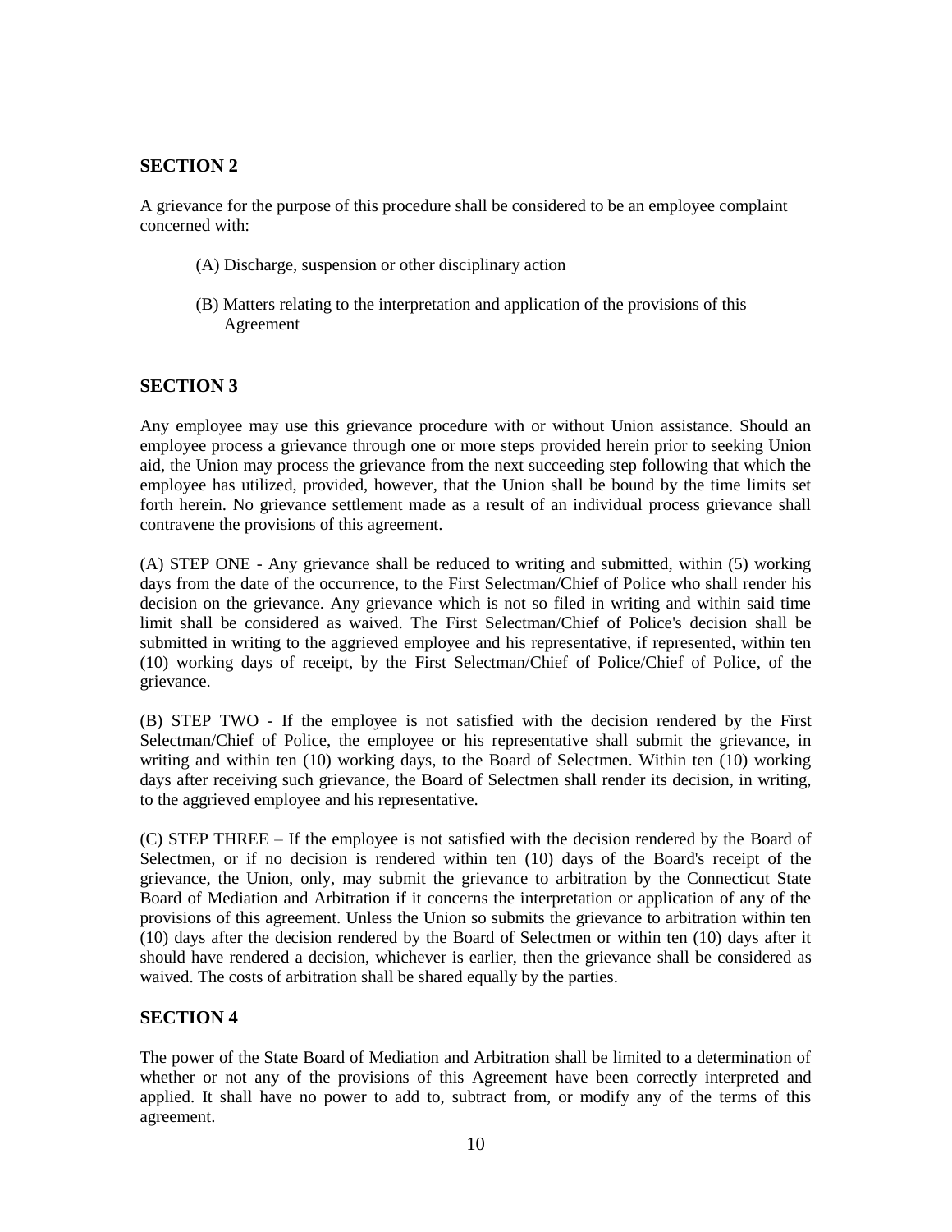## SECTION 2

A grievance for the purpose of this procedure shall be considered to be an employee complaint concerned with:

(A) Discharge, suspension or other disciplinary action

(B) Matters relating to the interpretation and application of the provisions of this Agreement

## SECTION 3

Any employee may use this grievance procedure with or without Union assistance. Should an employee process a grievance through one or more steps provided herein prior to seeking Union aid, the Union may process the grievance from the next succeeding step following that which the employee has utilized, provided, however, that the Union shall be bound by the time limits set forth herein. No grievance settlement made as a result of an individual process grievance shall contravene the provisions of this agreement.

(A) STEP ONE - Any grievance shall be reduced to writing and submitted, within (5) working days from the date of the occurrence, to the First Selectman/Chief of Police who shall render his decision on the grievance. Any grievance which is not so filed in writing and within said time limit shall be considered as waived. The First Selectman/Chief of Police's decision shall be submitted in writing to the aggrieved employee and his representative, if represented, within ten (10) working days of receipt, by the First Selectman/Chief of Police/Chief of Police, of the grievance.

(B) STEP TWO - If the employee is not satisfied with the decision rendered by the First Selectman/Chief of Police, the employee or his representative shall submit the grievance, in writing and within ten (10) working days, to the Board of Selectmen. Within ten (10) working days after receiving such grievance, the Board of Selectmen shall render its decision, in writing, to the aggrieved employee and his representative.

(C) STEP THREE – If the employee is not satisfied with the decision rendered by the Board of Selectmen, or if no decision is rendered within ten (10) days of the Board's receipt of the grievance, the Union, only, may submit the grievance to arbitration by the Connecticut State Board of Mediation and Arbitration if it concerns the interpretation or application of any of the provisions of this agreement. Unless the Union so submits the grievance to arbitration within ten (10) days after the decision rendered by the Board of Selectmen or within ten (10) days after it should have rendered a decision, whichever is earlier, then the grievance shall be considered as waived. The costs of arbitration shall be shared equally by the parties.

## SECTION 4

The power of the State Board of Mediation and Arbitration shall be limited to a determination of whether or not any of the provisions of this Agreement have been correctly interpreted and applied. It shall have no power to add to, subtract from, or modify any of the terms of this agreement.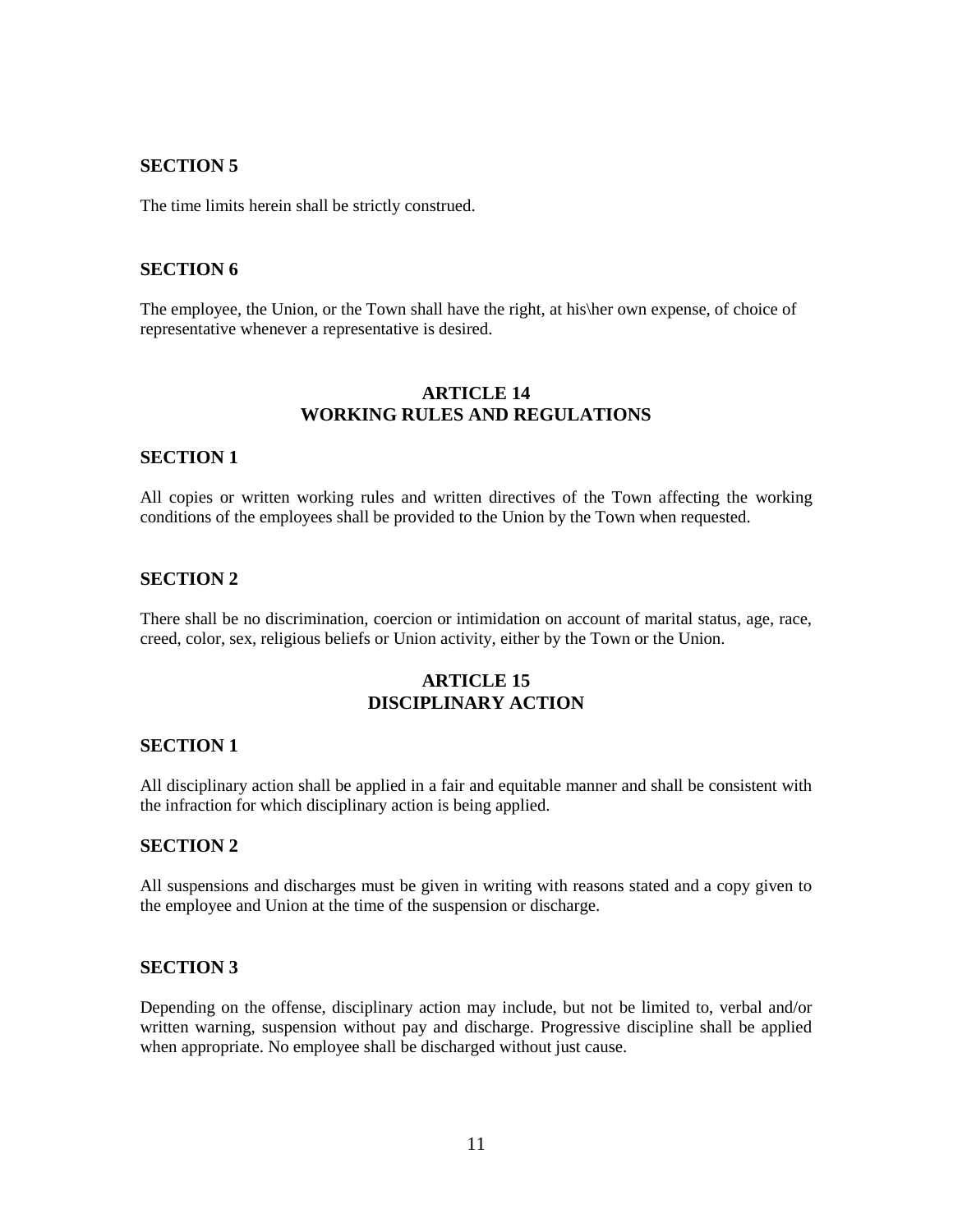### SECTION 5

The time limits herein shall be strictly construed.

### SECTION 6

The employee, the Union, or the Town shall have the right, at his\her own expense, of choice of representative whenever a representative is desired.

## ARTICLE 14
## WORKING RULES AND REGULATIONS

### SECTION 1

All copies or written working rules and written directives of the Town affecting the working conditions of the employees shall be provided to the Union by the Town when requested.

### SECTION 2

There shall be no discrimination, coercion or intimidation on account of marital status, age, race, creed, color, sex, religious beliefs or Union activity, either by the Town or the Union.

## ARTICLE 15
## DISCIPLINARY ACTION

### SECTION 1

All disciplinary action shall be applied in a fair and equitable manner and shall be consistent with the infraction for which disciplinary action is being applied.

### SECTION 2

All suspensions and discharges must be given in writing with reasons stated and a copy given to the employee and Union at the time of the suspension or discharge.

### SECTION 3

Depending on the offense, disciplinary action may include, but not be limited to, verbal and/or written warning, suspension without pay and discharge. Progressive discipline shall be applied when appropriate. No employee shall be discharged without just cause.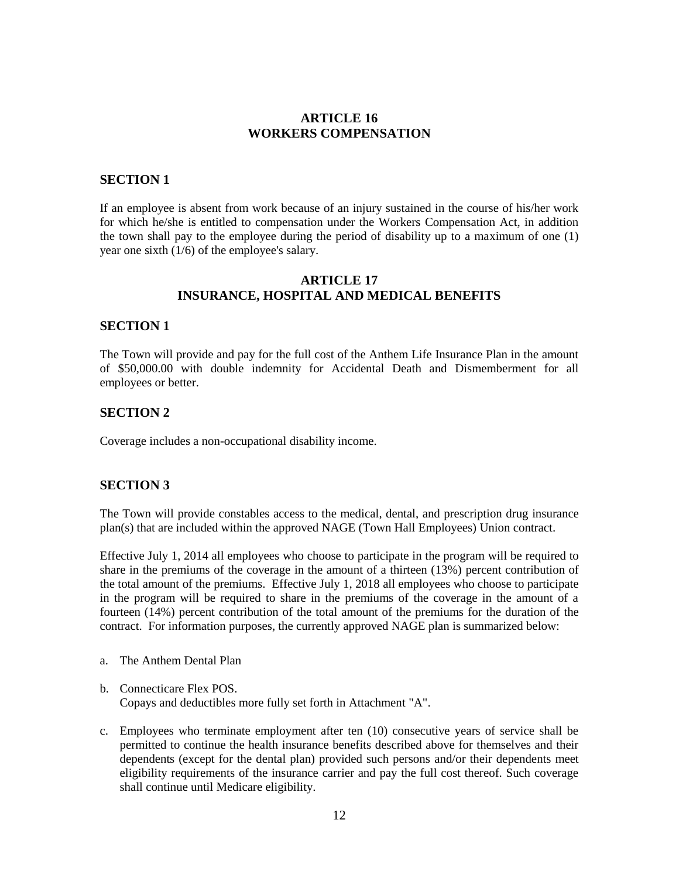## ARTICLE 16
## WORKERS COMPENSATION

### SECTION 1

If an employee is absent from work because of an injury sustained in the course of his/her work for which he/she is entitled to compensation under the Workers Compensation Act, in addition the town shall pay to the employee during the period of disability up to a maximum of one (1) year one sixth (1/6) of the employee's salary.

## ARTICLE 17
## INSURANCE, HOSPITAL AND MEDICAL BENEFITS

### SECTION 1

The Town will provide and pay for the full cost of the Anthem Life Insurance Plan in the amount of $50,000.00 with double indemnity for Accidental Death and Dismemberment for all employees or better.

### SECTION 2

Coverage includes a non-occupational disability income.

### SECTION 3

The Town will provide constables access to the medical, dental, and prescription drug insurance plan(s) that are included within the approved NAGE (Town Hall Employees) Union contract.

Effective July 1, 2014 all employees who choose to participate in the program will be required to share in the premiums of the coverage in the amount of a thirteen (13%) percent contribution of the total amount of the premiums. Effective July 1, 2018 all employees who choose to participate in the program will be required to share in the premiums of the coverage in the amount of a fourteen (14%) percent contribution of the total amount of the premiums for the duration of the contract. For information purposes, the currently approved NAGE plan is summarized below:

a. The Anthem Dental Plan

b. Connecticare Flex POS.
   Copays and deductibles more fully set forth in Attachment "A".

c. Employees who terminate employment after ten (10) consecutive years of service shall be permitted to continue the health insurance benefits described above for themselves and their dependents (except for the dental plan) provided such persons and/or their dependents meet eligibility requirements of the insurance carrier and pay the full cost thereof. Such coverage shall continue until Medicare eligibility.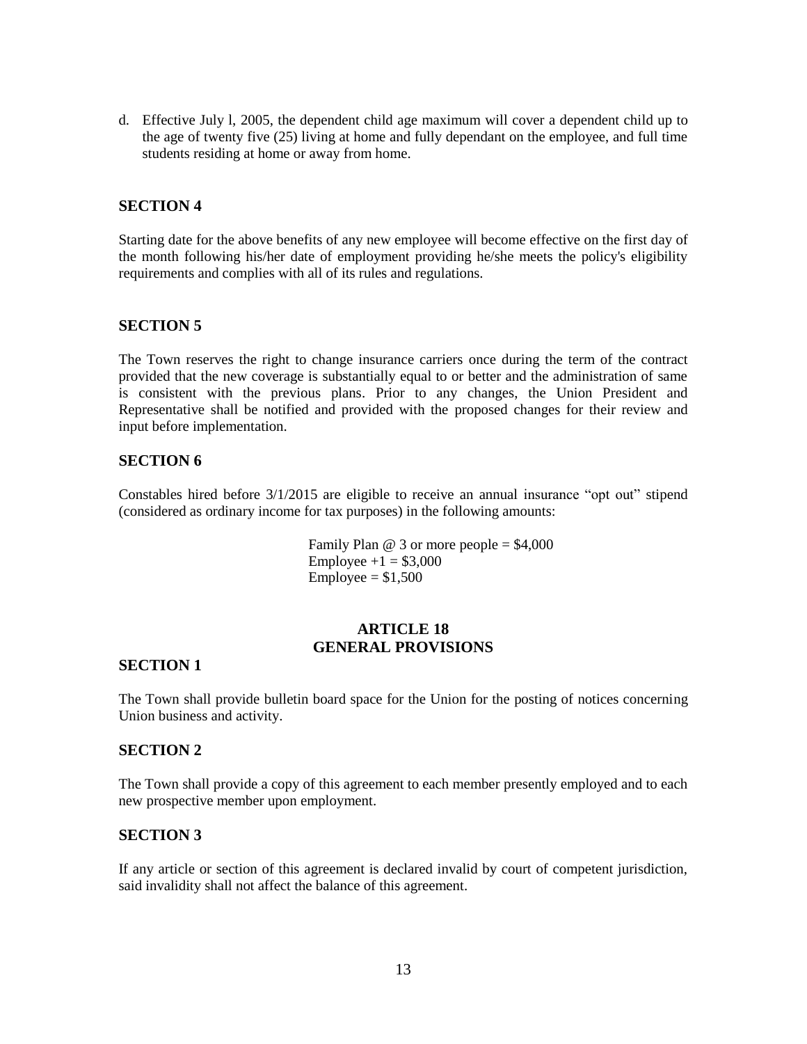d. Effective July l, 2005, the dependent child age maximum will cover a dependent child up to the age of twenty five (25) living at home and fully dependant on the employee, and full time students residing at home or away from home.

### SECTION 4

Starting date for the above benefits of any new employee will become effective on the first day of the month following his/her date of employment providing he/she meets the policy's eligibility requirements and complies with all of its rules and regulations.

### SECTION 5

The Town reserves the right to change insurance carriers once during the term of the contract provided that the new coverage is substantially equal to or better and the administration of same is consistent with the previous plans. Prior to any changes, the Union President and Representative shall be notified and provided with the proposed changes for their review and input before implementation.

### SECTION 6

Constables hired before 3/1/2015 are eligible to receive an annual insurance "opt out" stipend (considered as ordinary income for tax purposes) in the following amounts:

Family Plan @ 3 or more people = $4,000
Employee +1 = $3,000
Employee = $1,500

## ARTICLE 18
## GENERAL PROVISIONS

### SECTION 1

The Town shall provide bulletin board space for the Union for the posting of notices concerning Union business and activity.

### SECTION 2

The Town shall provide a copy of this agreement to each member presently employed and to each new prospective member upon employment.

### SECTION 3

If any article or section of this agreement is declared invalid by court of competent jurisdiction, said invalidity shall not affect the balance of this agreement.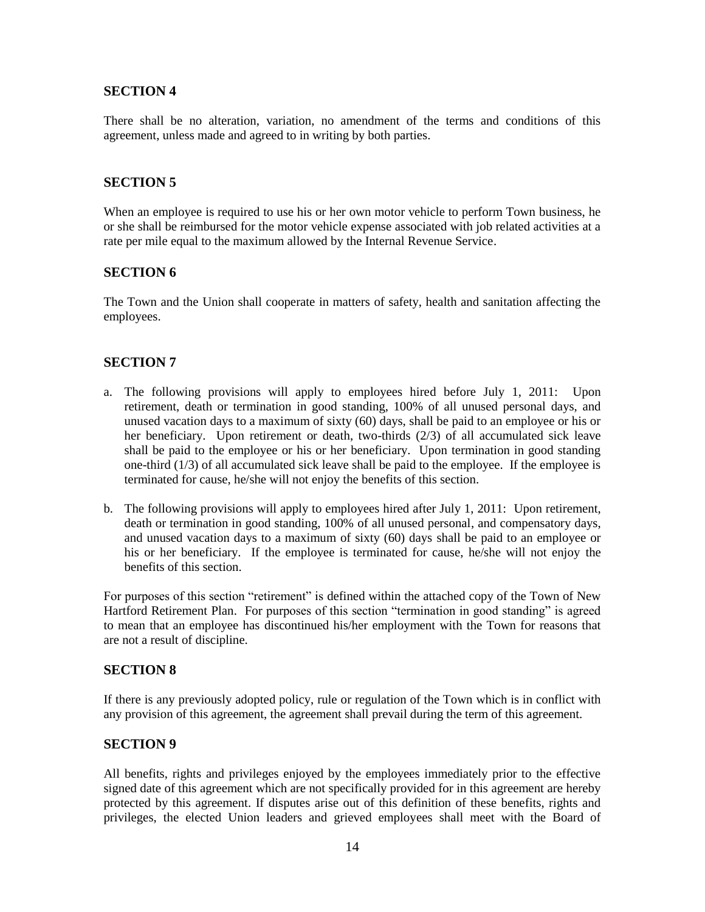## SECTION 4

There shall be no alteration, variation, no amendment of the terms and conditions of this agreement, unless made and agreed to in writing by both parties.

## SECTION 5

When an employee is required to use his or her own motor vehicle to perform Town business, he or she shall be reimbursed for the motor vehicle expense associated with job related activities at a rate per mile equal to the maximum allowed by the Internal Revenue Service.

## SECTION 6

The Town and the Union shall cooperate in matters of safety, health and sanitation affecting the employees.

## SECTION 7

a. The following provisions will apply to employees hired before July 1, 2011: Upon retirement, death or termination in good standing, 100% of all unused personal days, and unused vacation days to a maximum of sixty (60) days, shall be paid to an employee or his or her beneficiary. Upon retirement or death, two-thirds (2/3) of all accumulated sick leave shall be paid to the employee or his or her beneficiary. Upon termination in good standing one-third (1/3) of all accumulated sick leave shall be paid to the employee. If the employee is terminated for cause, he/she will not enjoy the benefits of this section.

b. The following provisions will apply to employees hired after July 1, 2011: Upon retirement, death or termination in good standing, 100% of all unused personal, and compensatory days, and unused vacation days to a maximum of sixty (60) days shall be paid to an employee or his or her beneficiary. If the employee is terminated for cause, he/she will not enjoy the benefits of this section.

For purposes of this section "retirement" is defined within the attached copy of the Town of New Hartford Retirement Plan. For purposes of this section "termination in good standing" is agreed to mean that an employee has discontinued his/her employment with the Town for reasons that are not a result of discipline.

## SECTION 8

If there is any previously adopted policy, rule or regulation of the Town which is in conflict with any provision of this agreement, the agreement shall prevail during the term of this agreement.

## SECTION 9

All benefits, rights and privileges enjoyed by the employees immediately prior to the effective signed date of this agreement which are not specifically provided for in this agreement are hereby protected by this agreement. If disputes arise out of this definition of these benefits, rights and privileges, the elected Union leaders and grieved employees shall meet with the Board of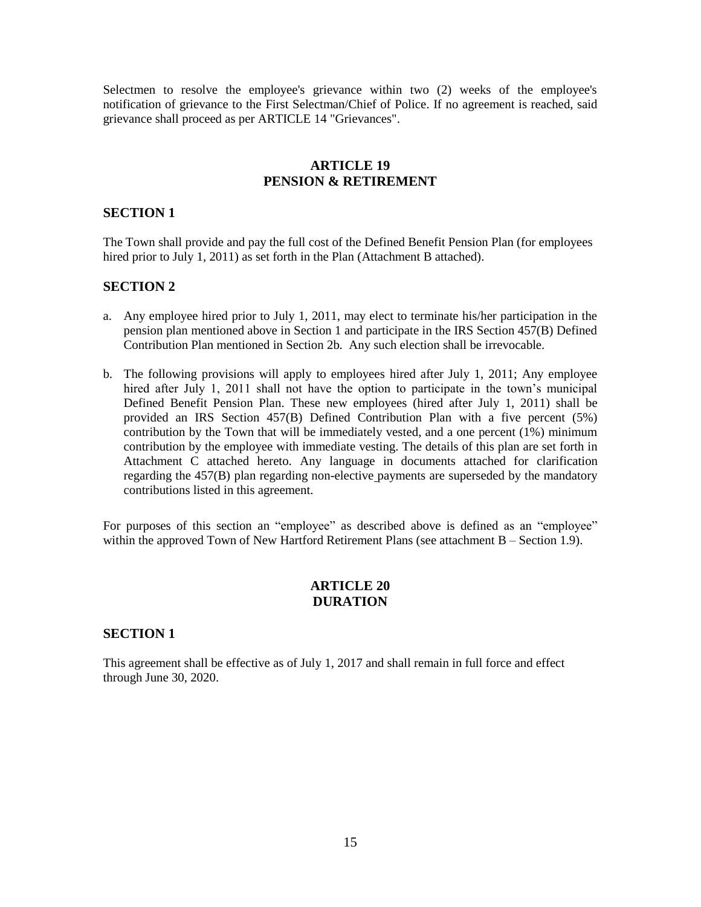Selectmen to resolve the employee's grievance within two (2) weeks of the employee's notification of grievance to the First Selectman/Chief of Police. If no agreement is reached, said grievance shall proceed as per ARTICLE 14 "Grievances".

## ARTICLE 19
## PENSION & RETIREMENT

### SECTION 1

The Town shall provide and pay the full cost of the Defined Benefit Pension Plan (for employees hired prior to July 1, 2011) as set forth in the Plan (Attachment B attached).

### SECTION 2

a. Any employee hired prior to July 1, 2011, may elect to terminate his/her participation in the pension plan mentioned above in Section 1 and participate in the IRS Section 457(B) Defined Contribution Plan mentioned in Section 2b. Any such election shall be irrevocable.

b. The following provisions will apply to employees hired after July 1, 2011; Any employee hired after July 1, 2011 shall not have the option to participate in the town's municipal Defined Benefit Pension Plan. These new employees (hired after July 1, 2011) shall be provided an IRS Section 457(B) Defined Contribution Plan with a five percent (5%) contribution by the Town that will be immediately vested, and a one percent (1%) minimum contribution by the employee with immediate vesting. The details of this plan are set forth in Attachment C attached hereto. Any language in documents attached for clarification regarding the 457(B) plan regarding non-elective payments are superseded by the mandatory contributions listed in this agreement.

For purposes of this section an "employee" as described above is defined as an "employee" within the approved Town of New Hartford Retirement Plans (see attachment B – Section 1.9).

## ARTICLE 20
## DURATION

### SECTION 1

This agreement shall be effective as of July 1, 2017 and shall remain in full force and effect through June 30, 2020.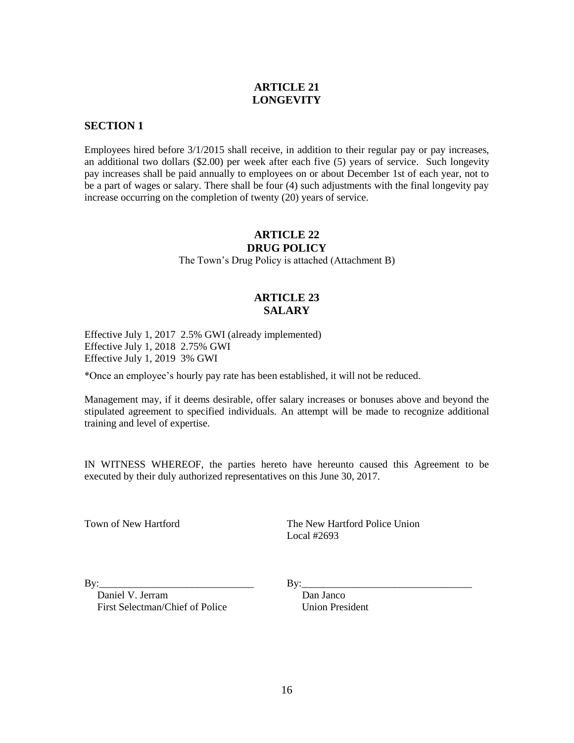## ARTICLE 21
## LONGEVITY

### SECTION 1

Employees hired before 3/1/2015 shall receive, in addition to their regular pay or pay increases, an additional two dollars ($2.00) per week after each five (5) years of service. Such longevity pay increases shall be paid annually to employees on or about December 1st of each year, not to be a part of wages or salary. There shall be four (4) such adjustments with the final longevity pay increase occurring on the completion of twenty (20) years of service.

## ARTICLE 22
## DRUG POLICY

The Town's Drug Policy is attached (Attachment B)

## ARTICLE 23
## SALARY

Effective July 1, 2017 2.5% GWI (already implemented)
Effective July 1, 2018 2.75% GWI
Effective July 1, 2019 3% GWI

*Once an employee's hourly pay rate has been established, it will not be reduced.

Management may, if it deems desirable, offer salary increases or bonuses above and beyond the stipulated agreement to specified individuals. An attempt will be made to recognize additional training and level of expertise.

IN WITNESS WHEREOF, the parties hereto have hereunto caused this Agreement to be executed by their duly authorized representatives on this June 30, 2017.

Town of New Hartford

By:______________________________
Daniel V. Jerram
First Selectman/Chief of Police

The New Hartford Police Union
Local #2693

By:________________________________
Dan Janco
Union President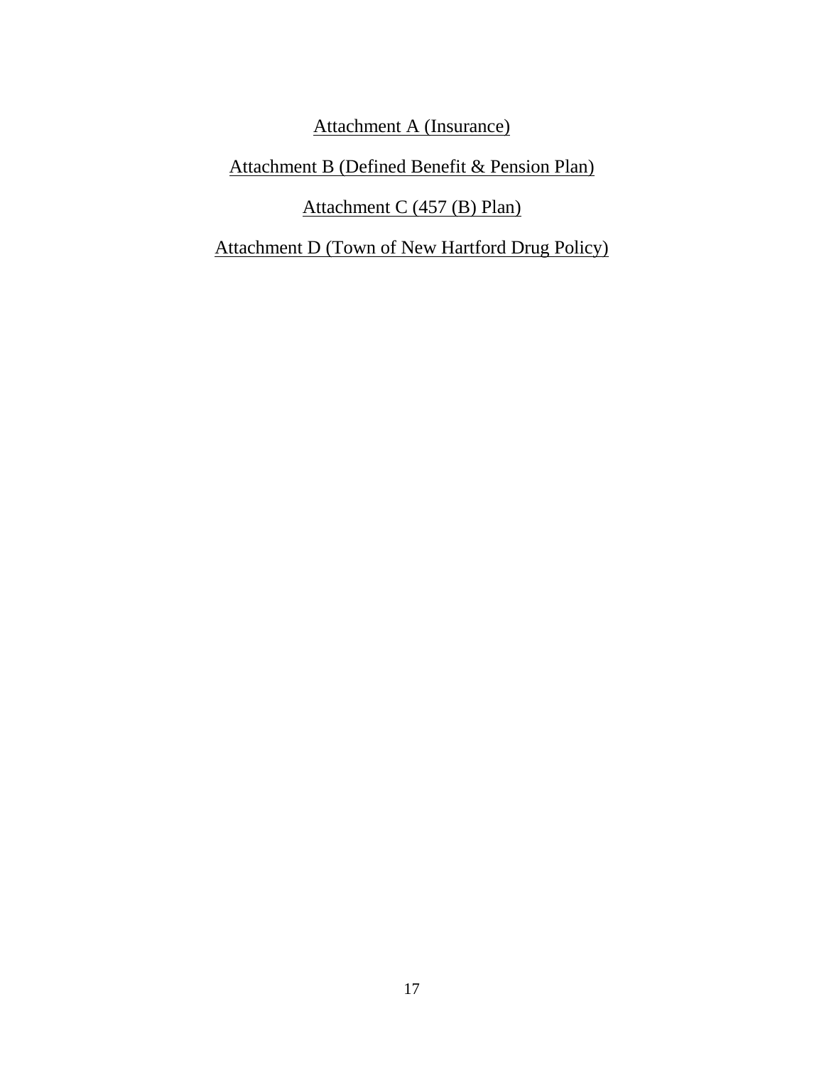Attachment A (Insurance)

Attachment B (Defined Benefit & Pension Plan)

Attachment C (457 (B) Plan)

Attachment D (Town of New Hartford Drug Policy)